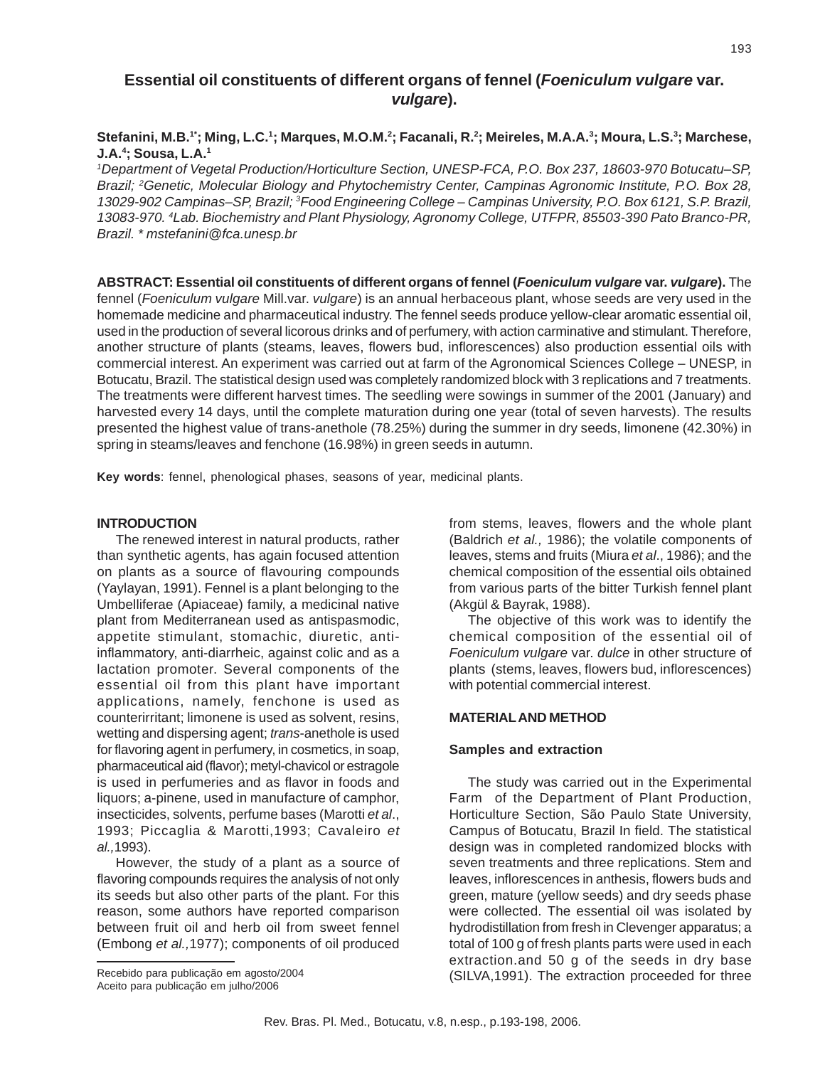# Essential oil constituents of different organs of fennel (*Foeniculum vulgare* var. *vulgare*).

**Stefanini, M.B.[1*]; Ming, L.C.[1]; Marques, M.O.M.[2]; Facanali, R.[2]; Meireles, M.A.A.[3]; Moura, L.S.[3]; Marchese, J.A.[4]; Sousa, L.A.[1]**

*[1]Department of Vegetal Production/Horticulture Section, UNESP-FCA, P.O. Box 237, 18603-970 Botucatu–SP, Brazil; [2]Genetic, Molecular Biology and Phytochemistry Center, Campinas Agronomic Institute, P.O. Box 28, 13029-902 Campinas–SP, Brazil; [3]Food Engineering College – Campinas University, P.O. Box 6121, S.P. Brazil, 13083-970. [4]Lab. Biochemistry and Plant Physiology, Agronomy College, UTFPR, 85503-390 Pato Branco-PR, Brazil. * mstefanini@fca.unesp.br*

**ABSTRACT: Essential oil constituents of different organs of fennel (*Foeniculum vulgare* var. *vulgare*).** The fennel (*Foeniculum vulgare* Mill.var. *vulgare*) is an annual herbaceous plant, whose seeds are very used in the homemade medicine and pharmaceutical industry. The fennel seeds produce yellow-clear aromatic essential oil, used in the production of several licorous drinks and of perfumery, with action carminative and stimulant. Therefore, another structure of plants (steams, leaves, flowers bud, inflorescences) also production essential oils with commercial interest. An experiment was carried out at farm of the Agronomical Sciences College – UNESP, in Botucatu, Brazil. The statistical design used was completely randomized block with 3 replications and 7 treatments. The treatments were different harvest times. The seedling were sowings in summer of the 2001 (January) and harvested every 14 days, until the complete maturation during one year (total of seven harvests). The results presented the highest value of trans-anethole (78.25%) during the summer in dry seeds, limonene (42.30%) in spring in steams/leaves and fenchone (16.98%) in green seeds in autumn.

**Key words**: fennel, phenological phases, seasons of year, medicinal plants.

## INTRODUCTION

The renewed interest in natural products, rather than synthetic agents, has again focused attention on plants as a source of flavouring compounds (Yaylayan, 1991). Fennel is a plant belonging to the Umbelliferae (Apiaceae) family, a medicinal native plant from Mediterranean used as antispasmodic, appetite stimulant, stomachic, diuretic, anti-inflammatory, anti-diarrheic, against colic and as a lactation promoter. Several components of the essential oil from this plant have important applications, namely, fenchone is used as counterirritant; limonene is used as solvent, resins, wetting and dispersing agent; *trans*-anethole is used for flavoring agent in perfumery, in cosmetics, in soap, pharmaceutical aid (flavor); metyl-chavicol or estragole is used in perfumeries and as flavor in foods and liquors; a-pinene, used in manufacture of camphor, insecticides, solvents, perfume bases (Marotti *et al*., 1993; Piccaglia & Marotti,1993; Cavaleiro *et al.,*1993).

However, the study of a plant as a source of flavoring compounds requires the analysis of not only its seeds but also other parts of the plant. For this reason, some authors have reported comparison between fruit oil and herb oil from sweet fennel (Embong *et al.,*1977); components of oil produced from stems, leaves, flowers and the whole plant (Baldrich *et al.,* 1986); the volatile components of leaves, stems and fruits (Miura *et al*., 1986); and the chemical composition of the essential oils obtained from various parts of the bitter Turkish fennel plant (Akgül & Bayrak, 1988).

The objective of this work was to identify the chemical composition of the essential oil of *Foeniculum vulgare* var. *dulce* in other structure of plants (stems, leaves, flowers bud, inflorescences) with potential commercial interest.

## MATERIAL AND METHOD

### Samples and extraction

The study was carried out in the Experimental Farm of the Department of Plant Production, Horticulture Section, São Paulo State University, Campus of Botucatu, Brazil In field. The statistical design was in completed randomized blocks with seven treatments and three replications. Stem and leaves, inflorescences in anthesis, flowers buds and green, mature (yellow seeds) and dry seeds phase were collected. The essential oil was isolated by hydrodistillation from fresh in Clevenger apparatus; a total of 100 g of fresh plants parts were used in each extraction.and 50 g of the seeds in dry base (SILVA,1991). The extraction proceeded for three

Recebido para publicação em agosto/2004
Aceito para publicação em julho/2006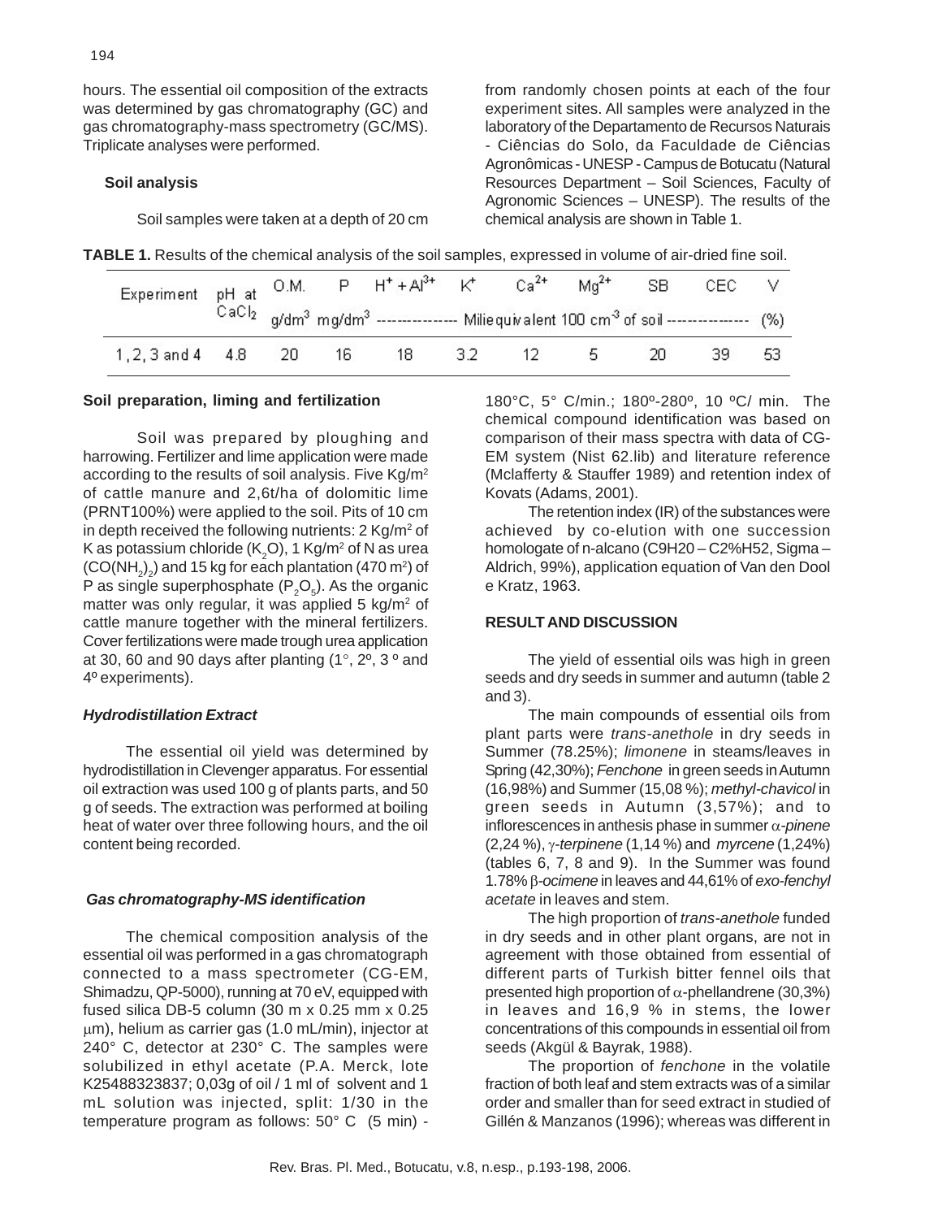hours. The essential oil composition of the extracts was determined by gas chromatography (GC) and gas chromatography-mass spectrometry (GC/MS). Triplicate analyses were performed.

### Soil analysis

Soil samples were taken at a depth of 20 cm from randomly chosen points at each of the four experiment sites. All samples were analyzed in the laboratory of the Departamento de Recursos Naturais - Ciências do Solo, da Faculdade de Ciências Agronômicas - UNESP - Campus de Botucatu (Natural Resources Department – Soil Sciences, Faculty of Agronomic Sciences – UNESP). The results of the chemical analysis are shown in Table 1.

**TABLE 1.** Results of the chemical analysis of the soil samples, expressed in volume of air-dried fine soil.

| Experiment | pH at $CaCl_2$ | O.M. | P | $H^+ + Al^{3+}$ | $K^+$ | $Ca^{2+}$ | $Mg^{2+}$ | SB | CEC | V |
|---|---|---|---|---|---|---|---|---|---|---|
| | | $g/dm^3$ | $mg/dm^3$ | ---------------- | Miliequivalent | $100\ cm^3$ | of soil | ---------------- | | (%) |
| 1, 2, 3 and 4 | 4.8 | 20 | 16 | 18 | 3.2 | 12 | 5 | 20 | 39 | 53 |

### Soil preparation, liming and fertilization

Soil was prepared by ploughing and harrowing. Fertilizer and lime application were made according to the results of soil analysis. Five Kg/m$^2$ of cattle manure and 2,6t/ha of dolomitic lime (PRNT100%) were applied to the soil. Pits of 10 cm in depth received the following nutrients: 2 Kg/m$^2$ of K as potassium chloride ($K_2O$), 1 Kg/m$^2$ of N as urea ($CO(NH_2)_2$) and 15 kg for each plantation (470 m$^2$) of P as single superphosphate ($P_2O_5$). As the organic matter was only regular, it was applied 5 kg/m$^2$ of cattle manure together with the mineral fertilizers. Cover fertilizations were made trough urea application at 30, 60 and 90 days after planting (1°, 2º, 3 º and 4º experiments).

### *Hydrodistillation Extract*

The essential oil yield was determined by hydrodistillation in Clevenger apparatus. For essential oil extraction was used 100 g of plants parts, and 50 g of seeds. The extraction was performed at boiling heat of water over three following hours, and the oil content being recorded.

### *Gas chromatography-MS identification*

The chemical composition analysis of the essential oil was performed in a gas chromatograph connected to a mass spectrometer (CG-EM, Shimadzu, QP-5000), running at 70 eV, equipped with fused silica DB-5 column (30 m x 0.25 mm x 0.25 μm), helium as carrier gas (1.0 mL/min), injector at 240° C, detector at 230° C. The samples were solubilized in ethyl acetate (P.A. Merck, lote K25488323837; 0,03g of oil / 1 ml of solvent and 1 mL solution was injected, split: 1/30 in the temperature program as follows: 50° C (5 min) - 180°C, 5° C/min.; 180º-280º, 10 ºC/ min. The chemical compound identification was based on comparison of their mass spectra with data of CG-EM system (Nist 62.lib) and literature reference (Mclafferty & Stauffer 1989) and retention index of Kovats (Adams, 2001).

The retention index (IR) of the substances were achieved by co-elution with one succession homologate of n-alcano (C9H20 – C2%H52, Sigma – Aldrich, 99%), application equation of Van den Dool e Kratz, 1963.

### RESULT AND DISCUSSION

The yield of essential oils was high in green seeds and dry seeds in summer and autumn (table 2 and 3).

The main compounds of essential oils from plant parts were *trans-anethole* in dry seeds in Summer (78.25%); *limonene* in steams/leaves in Spring (42,30%); *Fenchone* in green seeds in Autumn (16,98%) and Summer (15,08 %); *methyl-chavicol* in green seeds in Autumn (3,57%); and to inflorescences in anthesis phase in summer *α-pinene* (2,24 %), *γ-terpinene* (1,14 %) and *myrcene* (1,24%) (tables 6, 7, 8 and 9). In the Summer was found 1.78% *β-ocimene* in leaves and 44,61% of *exo-fenchyl acetate* in leaves and stem.

The high proportion of *trans-anethole* funded in dry seeds and in other plant organs, are not in agreement with those obtained from essential of different parts of Turkish bitter fennel oils that presented high proportion of α-phellandrene (30,3%) in leaves and 16,9 % in stems, the lower concentrations of this compounds in essential oil from seeds (Akgül & Bayrak, 1988).

The proportion of *fenchone* in the volatile fraction of both leaf and stem extracts was of a similar order and smaller than for seed extract in studied of Gillén & Manzanos (1996); whereas was different in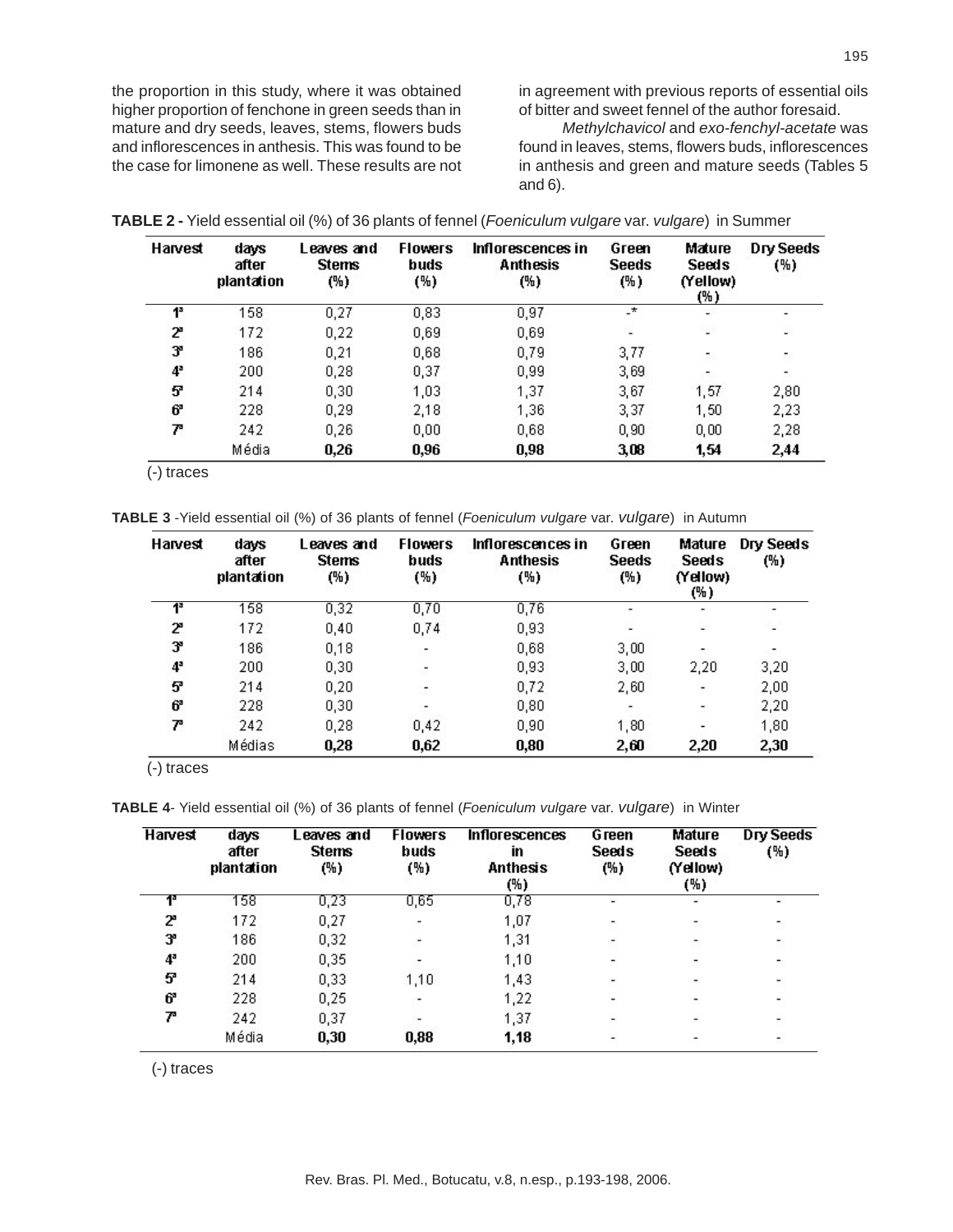the proportion in this study, where it was obtained higher proportion of fenchone in green seeds than in mature and dry seeds, leaves, stems, flowers buds and inflorescences in anthesis. This was found to be the case for limonene as well. These results are not in agreement with previous reports of essential oils of bitter and sweet fennel of the author foresaid.

*Methylchavicol* and *exo-fenchyl-acetate* was found in leaves, stems, flowers buds, inflorescences in anthesis and green and mature seeds (Tables 5 and 6).

**TABLE 2 -** Yield essential oil (%) of 36 plants of fennel (*Foeniculum vulgare* var. *vulgare*) in Summer

| Harvest | days after plantation | Leaves and Stems (%) | Flowers buds (%) | Inflorescences in Anthesis (%) | Green Seeds (%) | Mature Seeds (Yellow) (%) | Dry Seeds (%) |
|---|---|---|---|---|---|---|---|
| 1ª | 158 | 0,27 | 0,83 | 0,97 | -* | - | - |
| 2ª | 172 | 0,22 | 0,69 | 0,69 | - | - | - |
| 3ª | 186 | 0,21 | 0,68 | 0,79 | 3,77 | - | - |
| 4ª | 200 | 0,28 | 0,37 | 0,99 | 3,69 | - | - |
| 5ª | 214 | 0,30 | 1,03 | 1,37 | 3,67 | 1,57 | 2,80 |
| 6ª | 228 | 0,29 | 2,18 | 1,36 | 3,37 | 1,50 | 2,23 |
| 7ª | 242 | 0,26 | 0,00 | 0,68 | 0,90 | 0,00 | 2,28 |
| | Média | **0,26** | **0,96** | **0,98** | **3,08** | **1,54** | **2,44** |

(-) traces

**TABLE 3** -Yield essential oil (%) of 36 plants of fennel (*Foeniculum vulgare* var. *vulgare*) in Autumn

| Harvest | days after plantation | Leaves and Stems (%) | Flowers buds (%) | Inflorescences in Anthesis (%) | Green Seeds (%) | Mature Seeds (Yellow) (%) | Dry Seeds (%) |
|---|---|---|---|---|---|---|---|
| 1ª | 158 | 0,32 | 0,70 | 0,76 | - | - | - |
| 2ª | 172 | 0,40 | 0,74 | 0,93 | - | - | - |
| 3ª | 186 | 0,18 | - | 0,68 | 3,00 | - | - |
| 4ª | 200 | 0,30 | - | 0,93 | 3,00 | 2,20 | 3,20 |
| 5ª | 214 | 0,20 | - | 0,72 | 2,60 | - | 2,00 |
| 6ª | 228 | 0,30 | - | 0,80 | - | - | 2,20 |
| 7ª | 242 | 0,28 | 0,42 | 0,90 | 1,80 | - | 1,80 |
| | Médias | **0,28** | **0,62** | **0,80** | **2,60** | **2,20** | **2,30** |

(-) traces

**TABLE 4**- Yield essential oil (%) of 36 plants of fennel (*Foeniculum vulgare* var. *vulgare*) in Winter

| Harvest | days after plantation | Leaves and Stems (%) | Flowers buds (%) | Inflorescences in Anthesis (%) | Green Seeds (%) | Mature Seeds (Yellow) (%) | Dry Seeds (%) |
|---|---|---|---|---|---|---|---|
| 1ª | 158 | 0,23 | 0,65 | 0,78 | - | - | - |
| 2ª | 172 | 0,27 | - | 1,07 | - | - | - |
| 3ª | 186 | 0,32 | - | 1,31 | - | - | - |
| 4ª | 200 | 0,35 | - | 1,10 | - | - | - |
| 5ª | 214 | 0,33 | 1,10 | 1,43 | - | - | - |
| 6ª | 228 | 0,25 | - | 1,22 | - | - | - |
| 7ª | 242 | 0,37 | - | 1,37 | - | - | - |
| | Média | **0,30** | **0,88** | **1,18** | - | - | - |

(-) traces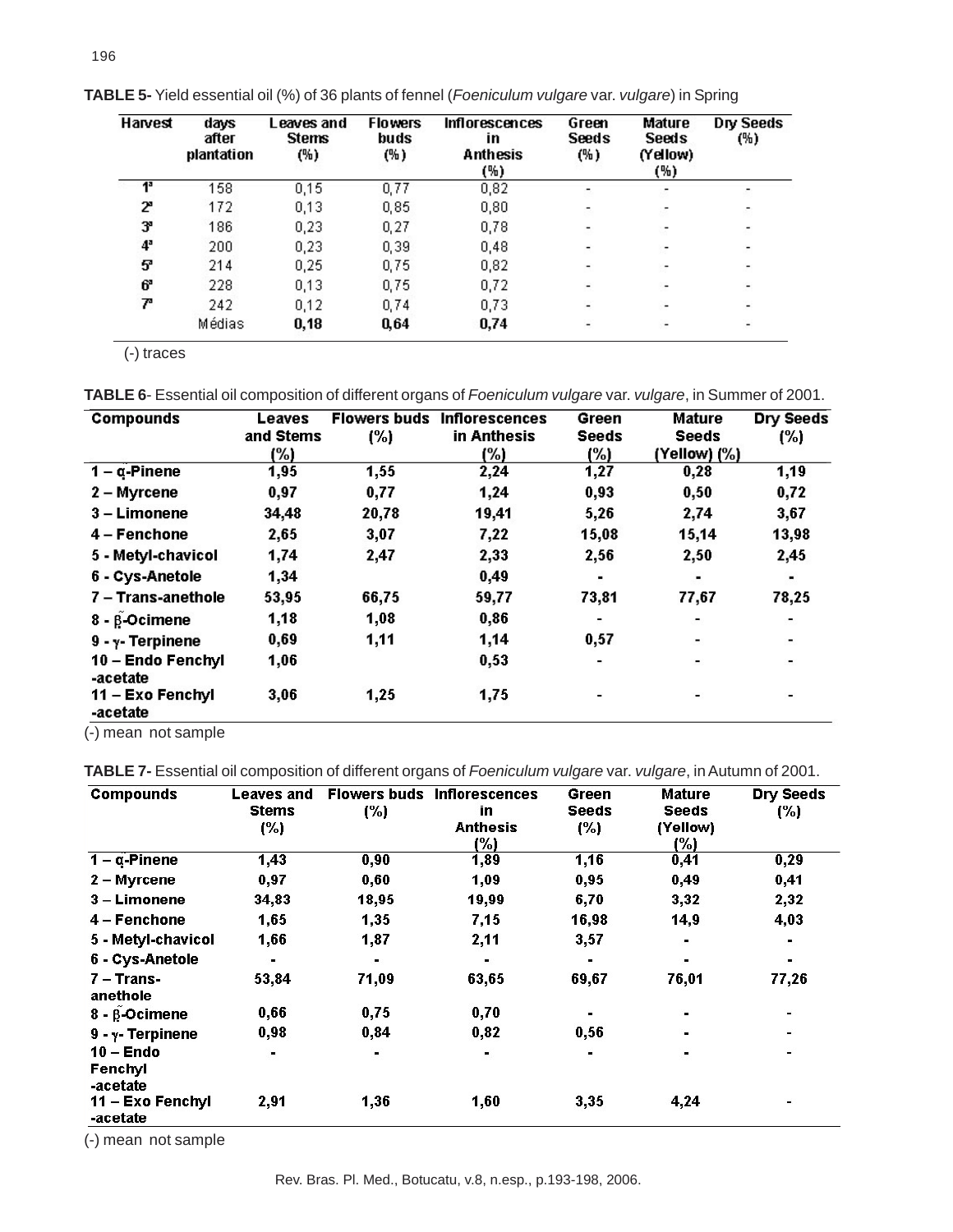**TABLE 5-** Yield essential oil (%) of 36 plants of fennel (*Foeniculum vulgare* var. *vulgare*) in Spring

| Harvest | days after plantation | Leaves and Stems (%) | Flowers buds (%) | Inflorescences in Anthesis (%) | Green Seeds (%) | Mature Seeds (Yellow) (%) | Dry Seeds (%) |
|---|---|---|---|---|---|---|---|
| 1ª | 158 | 0,15 | 0,77 | 0,82 | - | - | - |
| 2ª | 172 | 0,13 | 0,85 | 0,80 | - | - | - |
| 3ª | 186 | 0,23 | 0,27 | 0,78 | - | - | - |
| 4ª | 200 | 0,23 | 0,39 | 0,48 | - | - | - |
| 5ª | 214 | 0,25 | 0,75 | 0,82 | - | - | - |
| 6ª | 228 | 0,13 | 0,75 | 0,72 | - | - | - |
| 7ª | 242 | 0,12 | 0,74 | 0,73 | - | - | - |
| | Médias | **0,18** | **0,64** | **0,74** | - | - | - |

(-) traces

**TABLE 6**- Essential oil composition of different organs of *Foeniculum vulgare* var. *vulgare*, in Summer of 2001.

| Compounds | Leaves and Stems (%) | Flowers buds (%) | Inflorescences in Anthesis (%) | Green Seeds (%) | Mature Seeds (Yellow) (%) | Dry Seeds (%) |
|---|---|---|---|---|---|---|
| 1 – α-Pinene | 1,95 | 1,55 | 2,24 | 1,27 | 0,28 | 1,19 |
| 2 – Myrcene | 0,97 | 0,77 | 1,24 | 0,93 | 0,50 | 0,72 |
| 3 – Limonene | 34,48 | 20,78 | 19,41 | 5,26 | 2,74 | 3,67 |
| 4 – Fenchone | 2,65 | 3,07 | 7,22 | 15,08 | 15,14 | 13,98 |
| 5 - Metyl-chavicol | 1,74 | 2,47 | 2,33 | 2,56 | 2,50 | 2,45 |
| 6 - Cys-Anetole | 1,34 | | 0,49 | - | - | - |
| 7 – Trans-anethole | 53,95 | 66,75 | 59,77 | 73,81 | 77,67 | 78,25 |
| 8 - β-Ocimene | 1,18 | 1,08 | 0,86 | - | - | - |
| 9 - γ- Terpinene | 0,69 | 1,11 | 1,14 | 0,57 | - | - |
| 10 – Endo Fenchyl -acetate | 1,06 | | 0,53 | - | - | - |
| 11 – Exo Fenchyl -acetate | 3,06 | 1,25 | 1,75 | - | - | - |

(-) mean not sample

**TABLE 7-** Essential oil composition of different organs of *Foeniculum vulgare* var. *vulgare*, in Autumn of 2001.

| Compounds | Leaves and Stems (%) | Flowers buds (%) | Inflorescences in Anthesis (%) | Green Seeds (%) | Mature Seeds (Yellow) (%) | Dry Seeds (%) |
|---|---|---|---|---|---|---|
| 1 – α-Pinene | 1,43 | 0,90 | 1,89 | 1,16 | 0,41 | 0,29 |
| 2 – Myrcene | 0,97 | 0,60 | 1,09 | 0,95 | 0,49 | 0,41 |
| 3 – Limonene | 34,83 | 18,95 | 19,99 | 6,70 | 3,32 | 2,32 |
| 4 – Fenchone | 1,65 | 1,35 | 7,15 | 16,98 | 14,9 | 4,03 |
| 5 - Metyl-chavicol | 1,66 | 1,87 | 2,11 | 3,57 | - | - |
| 6 - Cys-Anetole | - | - | - | - | - | - |
| 7 – Trans-anethole | 53,84 | 71,09 | 63,65 | 69,67 | 76,01 | 77,26 |
| 8 - β-Ocimene | 0,66 | 0,75 | 0,70 | - | - | - |
| 9 - γ- Terpinene | 0,98 | 0,84 | 0,82 | 0,56 | - | - |
| 10 – Endo Fenchyl -acetate | - | - | - | - | - | - |
| 11 – Exo Fenchyl -acetate | 2,91 | 1,36 | 1,60 | 3,35 | 4,24 | - |

(-) mean not sample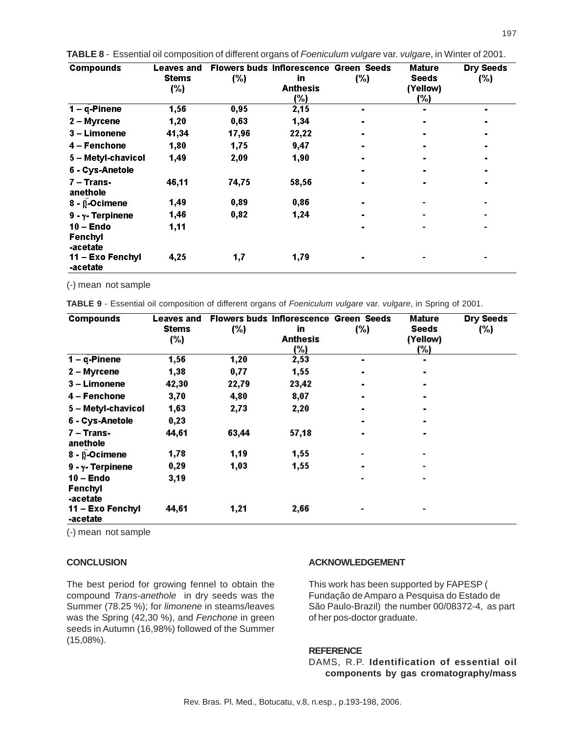**TABLE 8** - Essential oil composition of different organs of *Foeniculum vulgare* var. *vulgare*, in Winter of 2001.

| Compounds | Leaves and Stems (%) | Flowers buds (%) | Inflorescence in Anthesis (%) | Green Seeds (%) | Mature Seeds (Yellow) (%) | Dry Seeds (%) |
|---|---|---|---|---|---|---|
| 1 – α-Pinene | 1,56 | 0,95 | 2,15 | - | - | - |
| 2 – Myrcene | 1,20 | 0,63 | 1,34 | - | - | - |
| 3 – Limonene | 41,34 | 17,96 | 22,22 | - | - | - |
| 4 – Fenchone | 1,80 | 1,75 | 9,47 | - | - | - |
| 5 – Metyl-chavicol | 1,49 | 2,09 | 1,90 | - | - | - |
| 6 - Cys-Anetole | | | | - | - | - |
| 7 – Trans-anethole | 46,11 | 74,75 | 58,56 | - | - | - |
| 8 - β-Ocimene | 1,49 | 0,89 | 0,86 | - | - | - |
| 9 - γ- Terpinene | 1,46 | 0,82 | 1,24 | - | - | - |
| 10 – Endo Fenchyl -acetate | 1,11 | | | - | - | - |
| 11 – Exo Fenchyl -acetate | 4,25 | 1,7 | 1,79 | - | - | - |

(-) mean not sample

**TABLE 9** - Essential oil composition of different organs of *Foeniculum vulgare* var. *vulgare*, in Spring of 2001.

| Compounds | Leaves and Stems (%) | Flowers buds (%) | Inflorescence in Anthesis (%) | Green Seeds (%) | Mature Seeds (Yellow) (%) | Dry Seeds (%) |
|---|---|---|---|---|---|---|
| 1 – α-Pinene | 1,56 | 1,20 | 2,53 | - | - | |
| 2 – Myrcene | 1,38 | 0,77 | 1,55 | - | - | |
| 3 – Limonene | 42,30 | 22,79 | 23,42 | - | - | |
| 4 – Fenchone | 3,70 | 4,80 | 8,07 | - | - | |
| 5 – Metyl-chavicol | 1,63 | 2,73 | 2,20 | - | - | |
| 6 - Cys-Anetole | 0,23 | | | - | - | |
| 7 – Trans-anethole | 44,61 | 63,44 | 57,18 | - | - | |
| 8 - β-Ocimene | 1,78 | 1,19 | 1,55 | - | - | |
| 9 - γ- Terpinene | 0,29 | 1,03 | 1,55 | - | - | |
| 10 – Endo Fenchyl -acetate | 3,19 | | | - | - | |
| 11 – Exo Fenchyl -acetate | 44,61 | 1,21 | 2,66 | - | - | |

(-) mean not sample

## CONCLUSION

The best period for growing fennel to obtain the compound *Trans-anethole* in dry seeds was the Summer (78.25 %); for *limonene* in steams/leaves was the Spring (42,30 %), and *Fenchone* in green seeds in Autumn (16,98%) followed of the Summer (15,08%).

## ACKNOWLEDGEMENT

This work has been supported by FAPESP ( Fundação de Amparo a Pesquisa do Estado de São Paulo-Brazil) the number 00/08372-4, as part of her pos-doctor graduate.

## REFERENCE

DAMS, R.P. **Identification of essential oil components by gas cromatography/mass**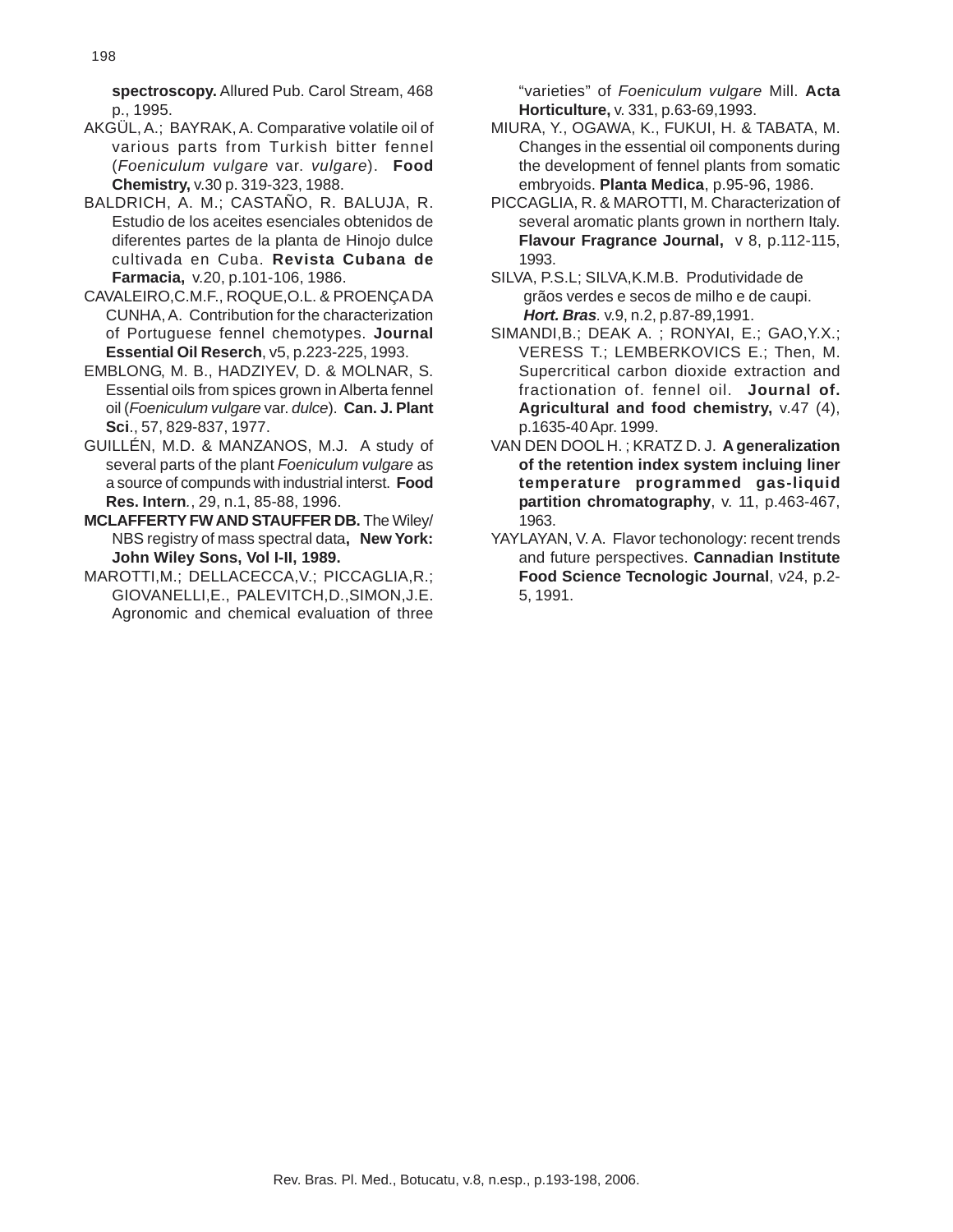**spectroscopy.** Allured Pub. Carol Stream, 468 p., 1995.

AKGÜL, A.; BAYRAK, A. Comparative volatile oil of various parts from Turkish bitter fennel (*Foeniculum vulgare* var. *vulgare*). **Food Chemistry,** v.30 p. 319-323, 1988.

BALDRICH, A. M.; CASTAÑO, R. BALUJA, R. Estudio de los aceites esenciales obtenidos de diferentes partes de la planta de Hinojo dulce cultivada en Cuba. **Revista Cubana de Farmacia,** v.20, p.101-106, 1986.

CAVALEIRO,C.M.F., ROQUE,O.L. & PROENÇA DA CUNHA, A. Contribution for the characterization of Portuguese fennel chemotypes. **Journal Essential Oil Reserch**, v5, p.223-225, 1993.

EMBLONG, M. B., HADZIYEV, D. & MOLNAR, S. Essential oils from spices grown in Alberta fennel oil (*Foeniculum vulgare* var. *dulce*). **Can. J. Plant Sci**., 57, 829-837, 1977.

GUILLÉN, M.D. & MANZANOS, M.J. A study of several parts of the plant *Foeniculum vulgare* as a source of compunds with industrial interst. **Food Res. Intern**., 29, n.1, 85-88, 1996.

**MCLAFFERTY FW AND STAUFFER DB.** The Wiley/NBS registry of mass spectral data**, New York: John Wiley Sons, Vol I-II, 1989.**

MAROTTI,M.; DELLACECCA,V.; PICCAGLIA,R.; GIOVANELLI,E., PALEVITCH,D.,SIMON,J.E. Agronomic and chemical evaluation of three "varieties" of *Foeniculum vulgare* Mill. **Acta Horticulture,** v. 331, p.63-69,1993.

MIURA, Y., OGAWA, K., FUKUI, H. & TABATA, M. Changes in the essential oil components during the development of fennel plants from somatic embryoids. **Planta Medica**, p.95-96, 1986.

PICCAGLIA, R. & MAROTTI, M. Characterization of several aromatic plants grown in northern Italy. **Flavour Fragrance Journal,** v 8, p.112-115, 1993.

SILVA, P.S.L; SILVA,K.M.B. Produtividade de grãos verdes e secos de milho e de caupi. ***Hort. Bras***. v.9, n.2, p.87-89,1991.

SIMANDI,B.; DEAK A. ; RONYAI, E.; GAO,Y.X.; VERESS T.; LEMBERKOVICS E.; Then, M. Supercritical carbon dioxide extraction and fractionation of. fennel oil. **Journal of. Agricultural and food chemistry,** v.47 (4), p.1635-40 Apr. 1999.

VAN DEN DOOL H. ; KRATZ D. J. **A generalization of the retention index system incluing liner temperature programmed gas-liquid partition chromatography**, v. 11, p.463-467, 1963.

YAYLAYAN, V. A. Flavor techonology: recent trends and future perspectives. **Cannadian Institute Food Science Tecnologic Journal**, v24, p.2-5, 1991.